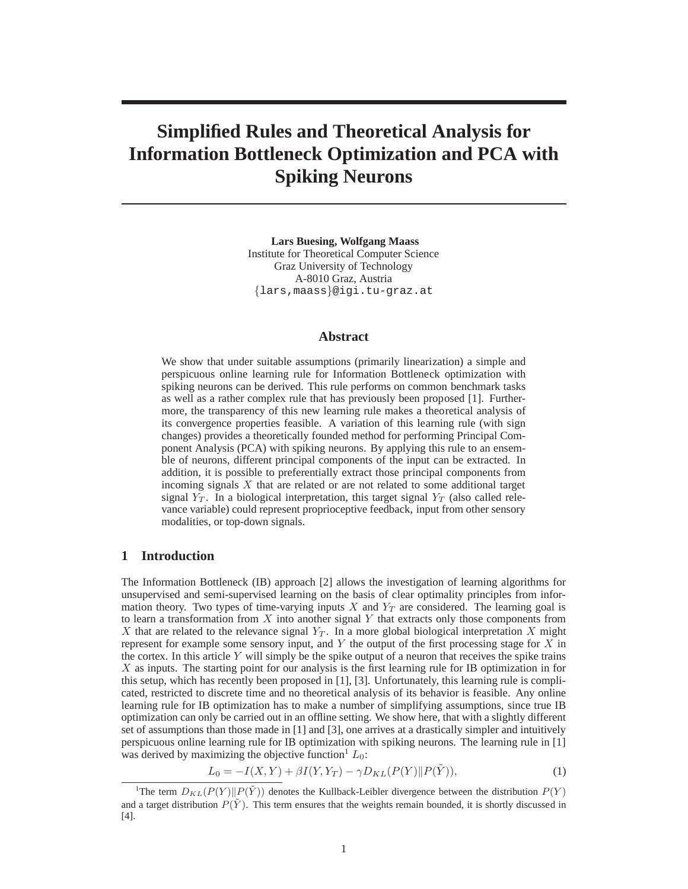# Simplified Rules and Theoretical Analysis for Information Bottleneck Optimization and PCA with Spiking Neurons

**Lars Buesing, Wolfgang Maass**
Institute for Theoretical Computer Science
Graz University of Technology
A-8010 Graz, Austria
{lars,maass}@igi.tu-graz.at

## Abstract

We show that under suitable assumptions (primarily linearization) a simple and perspicuous online learning rule for Information Bottleneck optimization with spiking neurons can be derived. This rule performs on common benchmark tasks as well as a rather complex rule that has previously been proposed [1]. Furthermore, the transparency of this new learning rule makes a theoretical analysis of its convergence properties feasible. A variation of this learning rule (with sign changes) provides a theoretically founded method for performing Principal Component Analysis (PCA) with spiking neurons. By applying this rule to an ensemble of neurons, different principal components of the input can be extracted. In addition, it is possible to preferentially extract those principal components from incoming signals $X$ that are related or are not related to some additional target signal $Y_T$. In a biological interpretation, this target signal $Y_T$ (also called relevance variable) could represent proprioceptive feedback, input from other sensory modalities, or top-down signals.

## 1 Introduction

The Information Bottleneck (IB) approach [2] allows the investigation of learning algorithms for unsupervised and semi-supervised learning on the basis of clear optimality principles from information theory. Two types of time-varying inputs $X$ and $Y_T$ are considered. The learning goal is to learn a transformation from $X$ into another signal $Y$ that extracts only those components from $X$ that are related to the relevance signal $Y_T$. In a more global biological interpretation $X$ might represent for example some sensory input, and $Y$ the output of the first processing stage for $X$ in the cortex. In this article $Y$ will simply be the spike output of a neuron that receives the spike trains $X$ as inputs. The starting point for our analysis is the first learning rule for IB optimization in for this setup, which has recently been proposed in [1], [3]. Unfortunately, this learning rule is complicated, restricted to discrete time and no theoretical analysis of its behavior is feasible. Any online learning rule for IB optimization has to make a number of simplifying assumptions, since true IB optimization can only be carried out in an offline setting. We show here, that with a slightly different set of assumptions than those made in [1] and [3], one arrives at a drastically simpler and intuitively perspicuous online learning rule for IB optimization with spiking neurons. The learning rule in [1] was derived by maximizing the objective function[1] $L_0$:

$$L_0 = -I(X,Y) + \beta I(Y,Y_T) - \gamma D_{KL}(P(Y)\|P(\tilde{Y})), \tag{1}$$

[1]The term $D_{KL}(P(Y)\|P(\tilde{Y}))$ denotes the Kullback-Leibler divergence between the distribution $P(Y)$ and a target distribution $P(\tilde{Y})$. This term ensures that the weights remain bounded, it is shortly discussed in [4].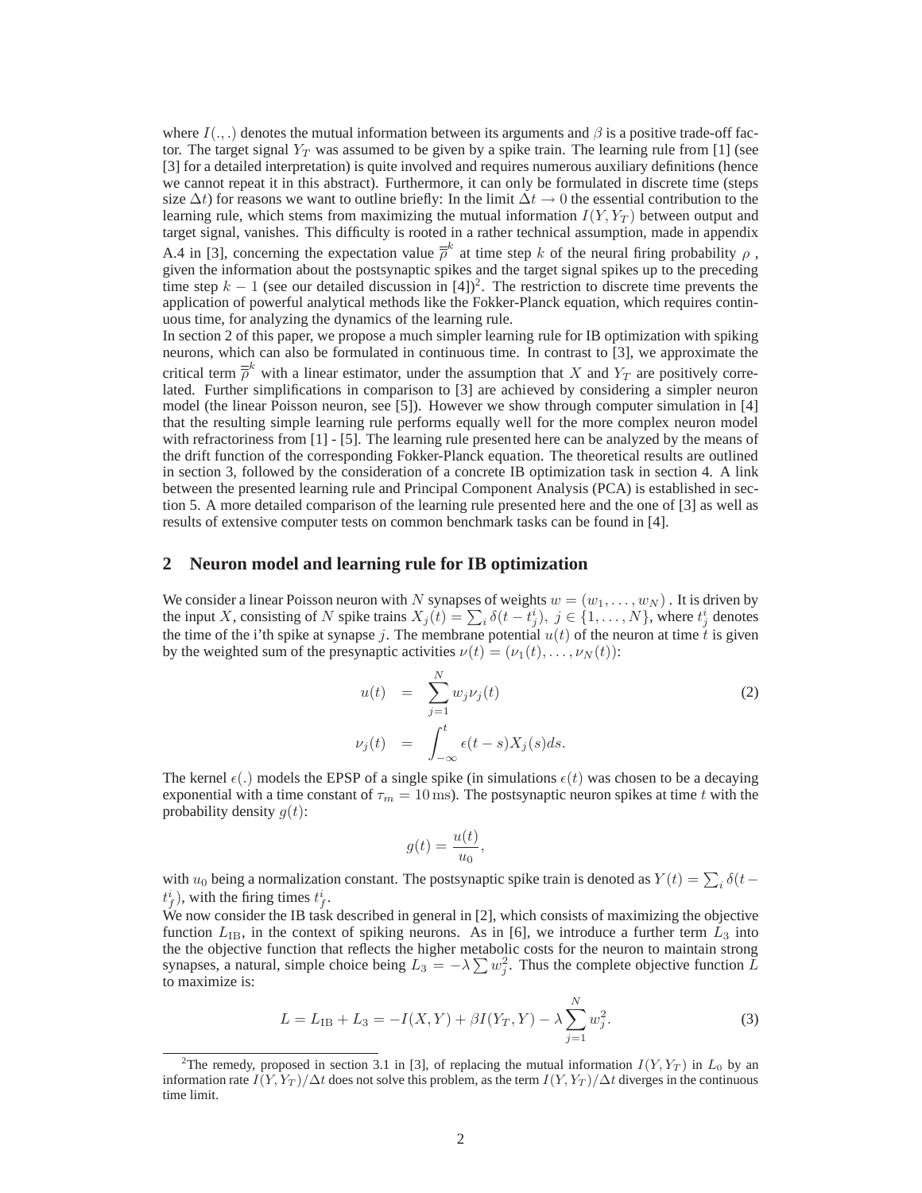where $I(.,.)$ denotes the mutual information between its arguments and $\beta$ is a positive trade-off factor. The target signal $Y_T$ was assumed to be given by a spike train. The learning rule from [1] (see [3] for a detailed interpretation) is quite involved and requires numerous auxiliary definitions (hence we cannot repeat it in this abstract). Furthermore, it can only be formulated in discrete time (steps size $\Delta t$) for reasons we want to outline briefly: In the limit $\Delta t \to 0$ the essential contribution to the learning rule, which stems from maximizing the mutual information $I(Y, Y_T)$ between output and target signal, vanishes. This difficulty is rooted in a rather technical assumption, made in appendix A.4 in [3], concerning the expectation value $\overline{\overline{\rho}}^k$ at time step $k$ of the neural firing probability $\rho$, given the information about the postsynaptic spikes and the target signal spikes up to the preceding time step $k-1$ (see our detailed discussion in [4])[2]. The restriction to discrete time prevents the application of powerful analytical methods like the Fokker-Planck equation, which requires continuous time, for analyzing the dynamics of the learning rule.

In section 2 of this paper, we propose a much simpler learning rule for IB optimization with spiking neurons, which can also be formulated in continuous time. In contrast to [3], we approximate the critical term $\overline{\overline{\rho}}^k$ with a linear estimator, under the assumption that $X$ and $Y_T$ are positively correlated. Further simplifications in comparison to [3] are achieved by considering a simpler neuron model (the linear Poisson neuron, see [5]). However we show through computer simulation in [4] that the resulting simple learning rule performs equally well for the more complex neuron model with refractoriness from [1] - [5]. The learning rule presented here can be analyzed by the means of the drift function of the corresponding Fokker-Planck equation. The theoretical results are outlined in section 3, followed by the consideration of a concrete IB optimization task in section 4. A link between the presented learning rule and Principal Component Analysis (PCA) is established in section 5. A more detailed comparison of the learning rule presented here and the one of [3] as well as results of extensive computer tests on common benchmark tasks can be found in [4].

## 2 Neuron model and learning rule for IB optimization

We consider a linear Poisson neuron with $N$ synapses of weights $w = (w_1, \ldots, w_N)$. It is driven by the input $X$, consisting of $N$ spike trains $X_j(t) = \sum_i \delta(t - t_j^i)$, $j \in \{1, \ldots, N\}$, where $t_j^i$ denotes the time of the i'th spike at synapse $j$. The membrane potential $u(t)$ of the neuron at time $t$ is given by the weighted sum of the presynaptic activities $\nu(t) = (\nu_1(t), \ldots, \nu_N(t))$:

$$
\begin{aligned}
u(t) &= \sum_{j=1}^{N} w_j \nu_j(t) \\
\nu_j(t) &= \int_{-\infty}^{t} \epsilon(t-s) X_j(s) ds.
\end{aligned}
\tag{2}
$$

The kernel $\epsilon(.)$ models the EPSP of a single spike (in simulations $\epsilon(t)$ was chosen to be a decaying exponential with a time constant of $\tau_m = 10\,\text{ms}$). The postsynaptic neuron spikes at time $t$ with the probability density $g(t)$:

$$
g(t) = \frac{u(t)}{u_0},
$$

with $u_0$ being a normalization constant. The postsynaptic spike train is denoted as $Y(t) = \sum_i \delta(t - t_f^i)$, with the firing times $t_f^i$.

We now consider the IB task described in general in [2], which consists of maximizing the objective function $L_{\text{IB}}$, in the context of spiking neurons. As in [6], we introduce a further term $L_3$ into the the objective function that reflects the higher metabolic costs for the neuron to maintain strong synapses, a natural, simple choice being $L_3 = -\lambda \sum w_j^2$. Thus the complete objective function $L$ to maximize is:

$$
L = L_{\text{IB}} + L_3 = -I(X, Y) + \beta I(Y_T, Y) - \lambda \sum_{j=1}^{N} w_j^2. \tag{3}
$$

[2] The remedy, proposed in section 3.1 in [3], of replacing the mutual information $I(Y, Y_T)$ in $L_0$ by an information rate $I(Y, Y_T)/\Delta t$ does not solve this problem, as the term $I(Y, Y_T)/\Delta t$ diverges in the continuous time limit.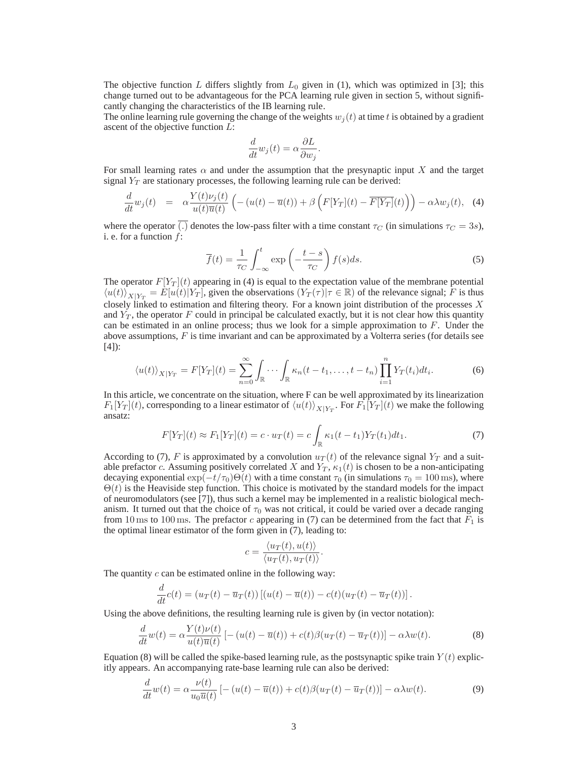The objective function $L$ differs slightly from $L_0$ given in (1), which was optimized in [3]; this change turned out to be advantageous for the PCA learning rule given in section 5, without significantly changing the characteristics of the IB learning rule.

The online learning rule governing the change of the weights $w_j(t)$ at time $t$ is obtained by a gradient ascent of the objective function $L$:

$$\frac{d}{dt} w_j(t) = \alpha \frac{\partial L}{\partial w_j}.$$

For small learning rates $\alpha$ and under the assumption that the presynaptic input $X$ and the target signal $Y_T$ are stationary processes, the following learning rule can be derived:

$$\frac{d}{dt} w_j(t) \quad = \quad \alpha \frac{Y(t)\nu_j(t)}{u(t)\overline{u}(t)} \left( -\left(u(t) - \overline{u}(t)\right) + \beta \left( F[Y_T](t) - \overline{F[Y_T]}(t) \right) \right) - \alpha\lambda w_j(t), \quad (4)$$

where the operator $\overline{(.)}$ denotes the low-pass filter with a time constant $\tau_C$ (in simulations $\tau_C = 3s$), i. e. for a function $f$:

$$\overline{f}(t) = \frac{1}{\tau_C} \int_{-\infty}^{t} \exp\left( -\frac{t-s}{\tau_C} \right) f(s) ds. \quad (5)$$

The operator $F[Y_T](t)$ appearing in (4) is equal to the expectation value of the membrane potential $\langle u(t) \rangle_{X|Y_T} = E[u(t)|Y_T]$, given the observations $(Y_T(\tau)|\tau \in \mathbb{R})$ of the relevance signal; $F$ is thus closely linked to estimation and filtering theory. For a known joint distribution of the processes $X$ and $Y_T$, the operator $F$ could in principle be calculated exactly, but it is not clear how this quantity can be estimated in an online process; thus we look for a simple approximation to $F$. Under the above assumptions, $F$ is time invariant and can be approximated by a Volterra series (for details see [4]):

$$\langle u(t) \rangle_{X|Y_T} = F[Y_T](t) = \sum_{n=0}^{\infty} \int_{\mathbb{R}} \cdots \int_{\mathbb{R}} \kappa_n(t-t_1, \ldots, t-t_n) \prod_{i=1}^{n} Y_T(t_i) dt_i. \quad (6)$$

In this article, we concentrate on the situation, where F can be well approximated by its linearization $F_1[Y_T](t)$, corresponding to a linear estimator of $\langle u(t) \rangle_{X|Y_T}$. For $F_1[Y_T](t)$ we make the following ansatz:

$$F[Y_T](t) \approx F_1[Y_T](t) = c \cdot u_T(t) = c \int_{\mathbb{R}} \kappa_1(t-t_1) Y_T(t_1) dt_1. \quad (7)$$

According to (7), $F$ is approximated by a convolution $u_T(t)$ of the relevance signal $Y_T$ and a suitable prefactor $c$. Assuming positively correlated $X$ and $Y_T$, $\kappa_1(t)$ is chosen to be a non-anticipating decaying exponential $\exp(-t/\tau_0)\Theta(t)$ with a time constant $\tau_0$ (in simulations $\tau_0 = 100\,\text{ms}$), where $\Theta(t)$ is the Heaviside step function. This choice is motivated by the standard models for the impact of neuromodulators (see [7]), thus such a kernel may be implemented in a realistic biological mechanism. It turned out that the choice of $\tau_0$ was not critical, it could be varied over a decade ranging from $10\,\text{ms}$ to $100\,\text{ms}$. The prefactor $c$ appearing in (7) can be determined from the fact that $F_1$ is the optimal linear estimator of the form given in (7), leading to:

$$c = \frac{\langle u_T(t), u(t) \rangle}{\langle u_T(t), u_T(t) \rangle}.$$

The quantity $c$ can be estimated online in the following way:

$$\frac{d}{dt} c(t) = \left(u_T(t) - \overline{u}_T(t)\right) \left[ \left(u(t) - \overline{u}(t)\right) - c(t)\left(u_T(t) - \overline{u}_T(t)\right) \right].$$

Using the above definitions, the resulting learning rule is given by (in vector notation):

$$\frac{d}{dt} w(t) = \alpha \frac{Y(t)\nu(t)}{u(t)\overline{u}(t)} \left[ -\left(u(t) - \overline{u}(t)\right) + c(t)\beta\left(u_T(t) - \overline{u}_T(t)\right) \right] - \alpha\lambda w(t). \quad (8)$$

Equation (8) will be called the spike-based learning rule, as the postsynaptic spike train $Y(t)$ explicitly appears. An accompanying rate-base learning rule can also be derived:

$$\frac{d}{dt} w(t) = \alpha \frac{\nu(t)}{u_0\overline{u}(t)} \left[ -\left(u(t) - \overline{u}(t)\right) + c(t)\beta\left(u_T(t) - \overline{u}_T(t)\right) \right] - \alpha\lambda w(t). \quad (9)$$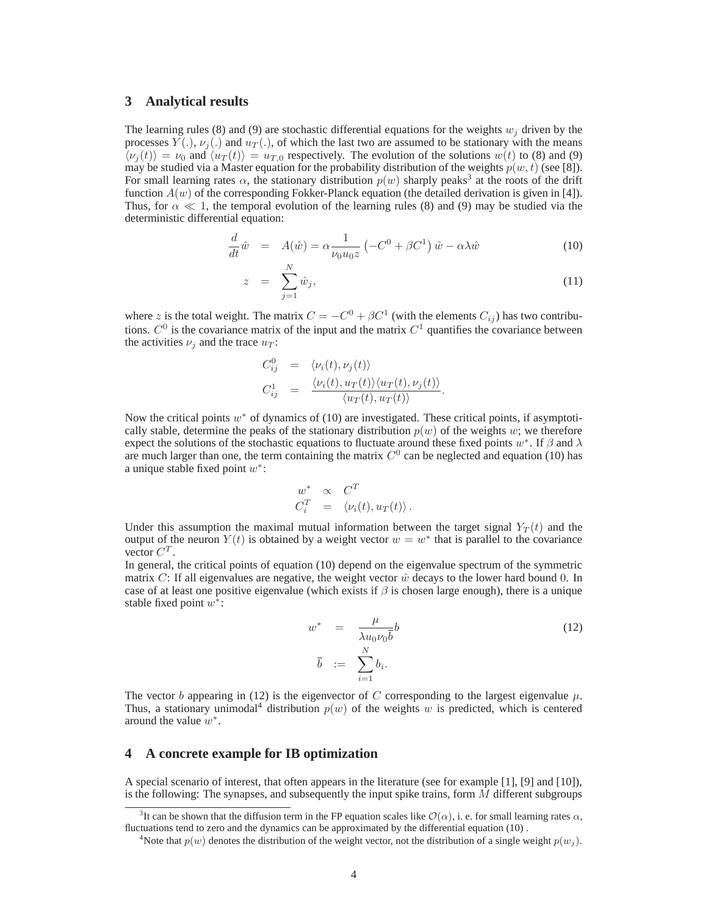## 3 Analytical results

The learning rules (8) and (9) are stochastic differential equations for the weights $w_j$ driven by the processes $Y(.)$, $\nu_j(.)$ and $u_T(.)$, of which the last two are assumed to be stationary with the means $\langle \nu_j(t) \rangle = \nu_0$ and $\langle u_T(t) \rangle = u_{T,0}$ respectively. The evolution of the solutions $w(t)$ to (8) and (9) may be studied via a Master equation for the probability distribution of the weights $p(w,t)$ (see [8]). For small learning rates $\alpha$, the stationary distribution $p(w)$ sharply peaks[3] at the roots of the drift function $A(w)$ of the corresponding Fokker-Planck equation (the detailed derivation is given in [4]). Thus, for $\alpha \ll 1$, the temporal evolution of the learning rules (8) and (9) may be studied via the deterministic differential equation:

$$\frac{d}{dt}\hat{w} = A(\hat{w}) = \alpha \frac{1}{\nu_0 u_0 z}\left(-C^0 + \beta C^1\right)\hat{w} - \alpha\lambda\hat{w} \tag{10}$$

$$z = \sum_{j=1}^{N} \hat{w}_j, \tag{11}$$

where $z$ is the total weight. The matrix $C = -C^0 + \beta C^1$ (with the elements $C_{ij}$) has two contributions. $C^0$ is the covariance matrix of the input and the matrix $C^1$ quantifies the covariance between the activities $\nu_j$ and the trace $u_T$:

$$\begin{aligned} C^0_{ij} &= \langle \nu_i(t), \nu_j(t) \rangle \\ C^1_{ij} &= \frac{\langle \nu_i(t), u_T(t) \rangle \langle u_T(t), \nu_j(t) \rangle}{\langle u_T(t), u_T(t) \rangle}. \end{aligned}$$

Now the critical points $w^*$ of dynamics of (10) are investigated. These critical points, if asymptotically stable, determine the peaks of the stationary distribution $p(w)$ of the weights $w$; we therefore expect the solutions of the stochastic equations to fluctuate around these fixed points $w^*$. If $\beta$ and $\lambda$ are much larger than one, the term containing the matrix $C^0$ can be neglected and equation (10) has a unique stable fixed point $w^*$:

$$\begin{aligned} w^* &\propto C^T \\ C^T_i &= \langle \nu_i(t), u_T(t) \rangle. \end{aligned}$$

Under this assumption the maximal mutual information between the target signal $Y_T(t)$ and the output of the neuron $Y(t)$ is obtained by a weight vector $w = w^*$ that is parallel to the covariance vector $C^T$.

In general, the critical points of equation (10) depend on the eigenvalue spectrum of the symmetric matrix $C$: If all eigenvalues are negative, the weight vector $\hat{w}$ decays to the lower hard bound 0. In case of at least one positive eigenvalue (which exists if $\beta$ is chosen large enough), there is a unique stable fixed point $w^*$:

$$\begin{aligned} w^* &= \frac{\mu}{\lambda u_0 \nu_0 \overline{b}} b \\ \overline{b} &:= \sum_{i=1}^{N} b_i. \end{aligned} \tag{12}$$

The vector $b$ appearing in (12) is the eigenvector of $C$ corresponding to the largest eigenvalue $\mu$. Thus, a stationary unimodal[4] distribution $p(w)$ of the weights $w$ is predicted, which is centered around the value $w^*$.

## 4 A concrete example for IB optimization

A special scenario of interest, that often appears in the literature (see for example [1], [9] and [10]), is the following: The synapses, and subsequently the input spike trains, form $M$ different subgroups

[3] It can be shown that the diffusion term in the FP equation scales like $\mathcal{O}(\alpha)$, i. e. for small learning rates $\alpha$, fluctuations tend to zero and the dynamics can be approximated by the differential equation (10) .

[4] Note that $p(w)$ denotes the distribution of the weight vector, not the distribution of a single weight $p(w_j)$.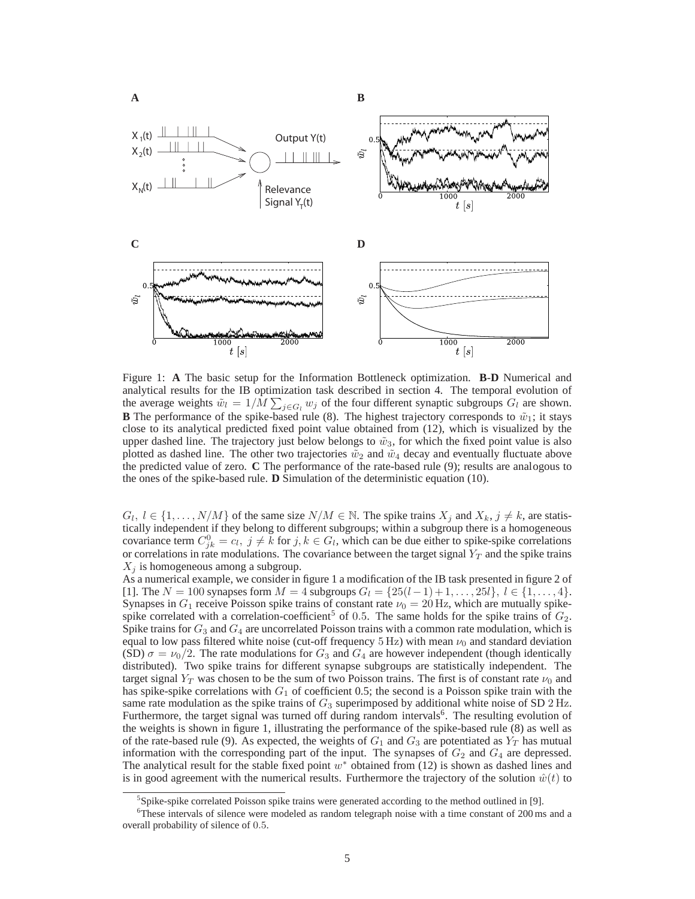Figure 1: **A** The basic setup for the Information Bottleneck optimization. **B**-**D** Numerical and analytical results for the IB optimization task described in section 4. The temporal evolution of the average weights $\tilde{w}_l = 1/M \sum_{j \in G_l} w_j$ of the four different synaptic subgroups $G_l$ are shown. **B** The performance of the spike-based rule (8). The highest trajectory corresponds to $\tilde{w}_1$; it stays close to its analytical predicted fixed point value obtained from (12), which is visualized by the upper dashed line. The trajectory just below belongs to $\tilde{w}_3$, for which the fixed point value is also plotted as dashed line. The other two trajectories $\tilde{w}_2$ and $\tilde{w}_4$ decay and eventually fluctuate above the predicted value of zero. **C** The performance of the rate-based rule (9); results are analogous to the ones of the spike-based rule. **D** Simulation of the deterministic equation (10).

$G_l$, $l \in \{1, \ldots, N/M\}$ of the same size $N/M \in \mathbb{N}$. The spike trains $X_j$ and $X_k$, $j \neq k$, are statistically independent if they belong to different subgroups; within a subgroup there is a homogeneous covariance term $C^0_{jk} = c_l$, $j \neq k$ for $j, k \in G_l$, which can be due either to spike-spike correlations or correlations in rate modulations. The covariance between the target signal $Y_T$ and the spike trains $X_j$ is homogeneous among a subgroup.

As a numerical example, we consider in figure 1 a modification of the IB task presented in figure 2 of [1]. The $N = 100$ synapses form $M = 4$ subgroups $G_l = \{25(l-1)+1, \ldots, 25l\}$, $l \in \{1, \ldots, 4\}$. Synapses in $G_1$ receive Poisson spike trains of constant rate $\nu_0 = 20\,\text{Hz}$, which are mutually spike-spike correlated with a correlation-coefficient[5] of 0.5. The same holds for the spike trains of $G_2$. Spike trains for $G_3$ and $G_4$ are uncorrelated Poisson trains with a common rate modulation, which is equal to low pass filtered white noise (cut-off frequency 5 Hz) with mean $\nu_0$ and standard deviation (SD) $\sigma = \nu_0/2$. The rate modulations for $G_3$ and $G_4$ are however independent (though identically distributed). Two spike trains for different synapse subgroups are statistically independent. The target signal $Y_T$ was chosen to be the sum of two Poisson trains. The first is of constant rate $\nu_0$ and has spike-spike correlations with $G_1$ of coefficient 0.5; the second is a Poisson spike train with the same rate modulation as the spike trains of $G_3$ superimposed by additional white noise of SD 2 Hz. Furthermore, the target signal was turned off during random intervals[6]. The resulting evolution of the weights is shown in figure 1, illustrating the performance of the spike-based rule (8) as well as of the rate-based rule (9). As expected, the weights of $G_1$ and $G_3$ are potentiated as $Y_T$ has mutual information with the corresponding part of the input. The synapses of $G_2$ and $G_4$ are depressed. The analytical result for the stable fixed point $w^*$ obtained from (12) is shown as dashed lines and is in good agreement with the numerical results. Furthermore the trajectory of the solution $\hat{w}(t)$ to

[5] Spike-spike correlated Poisson spike trains were generated according to the method outlined in [9].

[6] These intervals of silence were modeled as random telegraph noise with a time constant of 200 ms and a overall probability of silence of 0.5.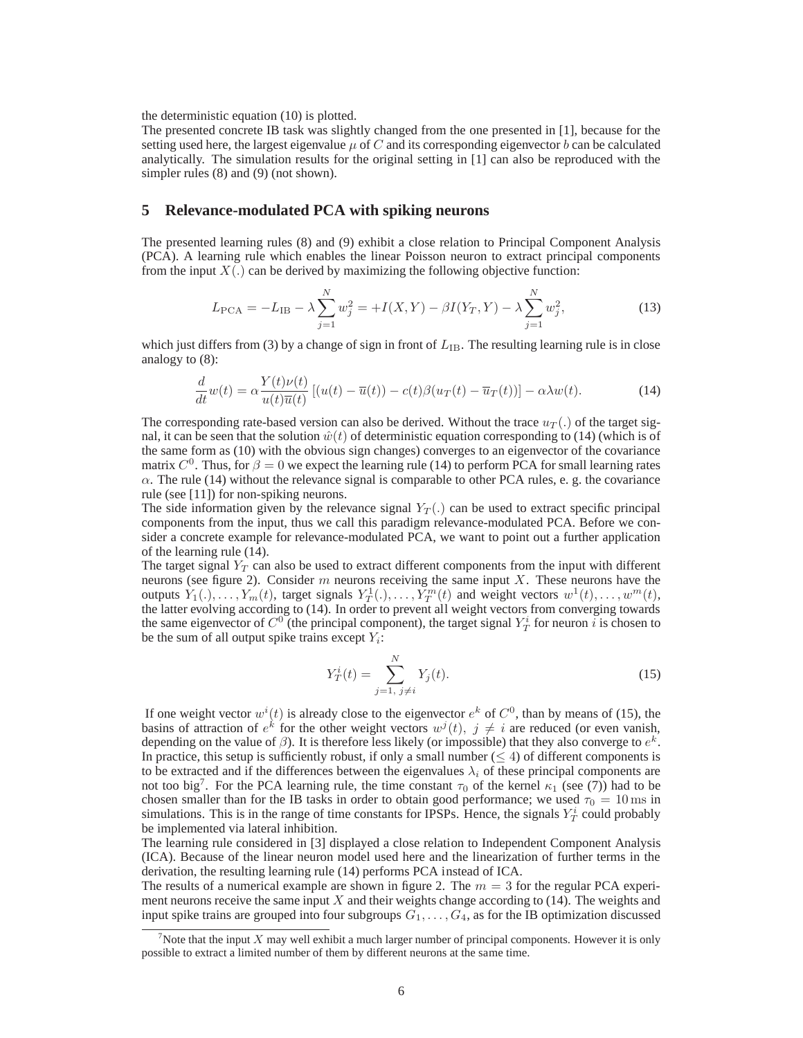the deterministic equation (10) is plotted.

The presented concrete IB task was slightly changed from the one presented in [1], because for the setting used here, the largest eigenvalue $\mu$ of $C$ and its corresponding eigenvector $b$ can be calculated analytically. The simulation results for the original setting in [1] can also be reproduced with the simpler rules (8) and (9) (not shown).

## 5 Relevance-modulated PCA with spiking neurons

The presented learning rules (8) and (9) exhibit a close relation to Principal Component Analysis (PCA). A learning rule which enables the linear Poisson neuron to extract principal components from the input $X(.)$ can be derived by maximizing the following objective function:

$$L_{\text{PCA}} = -L_{\text{IB}} - \lambda \sum_{j=1}^{N} w_j^2 = +I(X, Y) - \beta I(Y_T, Y) - \lambda \sum_{j=1}^{N} w_j^2, \tag{13}$$

which just differs from (3) by a change of sign in front of $L_{\text{IB}}$. The resulting learning rule is in close analogy to (8):

$$\frac{d}{dt} w(t) = \alpha \frac{Y(t)\nu(t)}{u(t)\overline{u}(t)} \left[ (u(t) - \overline{u}(t)) - c(t)\beta(u_T(t) - \overline{u}_T(t)) \right] - \alpha\lambda w(t). \tag{14}$$

The corresponding rate-based version can also be derived. Without the trace $u_T(.)$ of the target signal, it can be seen that the solution $\hat{w}(t)$ of deterministic equation corresponding to (14) (which is of the same form as (10) with the obvious sign changes) converges to an eigenvector of the covariance matrix $C^0$. Thus, for $\beta = 0$ we expect the learning rule (14) to perform PCA for small learning rates $\alpha$. The rule (14) without the relevance signal is comparable to other PCA rules, e. g. the covariance rule (see [11]) for non-spiking neurons.

The side information given by the relevance signal $Y_T(.)$ can be used to extract specific principal components from the input, thus we call this paradigm relevance-modulated PCA. Before we consider a concrete example for relevance-modulated PCA, we want to point out a further application of the learning rule (14).

The target signal $Y_T$ can also be used to extract different components from the input with different neurons (see figure 2). Consider $m$ neurons receiving the same input $X$. These neurons have the outputs $Y_1(.), \ldots, Y_m(t)$, target signals $Y_T^1(.), \ldots, Y_T^m(t)$ and weight vectors $w^1(t), \ldots, w^m(t)$, the latter evolving according to (14). In order to prevent all weight vectors from converging towards the same eigenvector of $C^0$ (the principal component), the target signal $Y_T^i$ for neuron $i$ is chosen to be the sum of all output spike trains except $Y_i$:

$$Y_T^i(t) = \sum_{j=1,\, j \neq i}^{N} Y_j(t). \tag{15}$$

If one weight vector $w^i(t)$ is already close to the eigenvector $e^k$ of $C^0$, than by means of (15), the basins of attraction of $e^k$ for the other weight vectors $w^j(t),\ j \neq i$ are reduced (or even vanish, depending on the value of $\beta$). It is therefore less likely (or impossible) that they also converge to $e^k$. In practice, this setup is sufficiently robust, if only a small number ($\leq 4$) of different components is to be extracted and if the differences between the eigenvalues $\lambda_i$ of these principal components are not too big[7]. For the PCA learning rule, the time constant $\tau_0$ of the kernel $\kappa_1$ (see (7)) had to be chosen smaller than for the IB tasks in order to obtain good performance; we used $\tau_0 = 10\,\text{ms}$ in simulations. This is in the range of time constants for IPSPs. Hence, the signals $Y_T^i$ could probably be implemented via lateral inhibition.

The learning rule considered in [3] displayed a close relation to Independent Component Analysis (ICA). Because of the linear neuron model used here and the linearization of further terms in the derivation, the resulting learning rule (14) performs PCA instead of ICA.

The results of a numerical example are shown in figure 2. The $m = 3$ for the regular PCA experiment neurons receive the same input $X$ and their weights change according to (14). The weights and input spike trains are grouped into four subgroups $G_1, \ldots, G_4$, as for the IB optimization discussed

[7] Note that the input $X$ may well exhibit a much larger number of principal components. However it is only possible to extract a limited number of them by different neurons at the same time.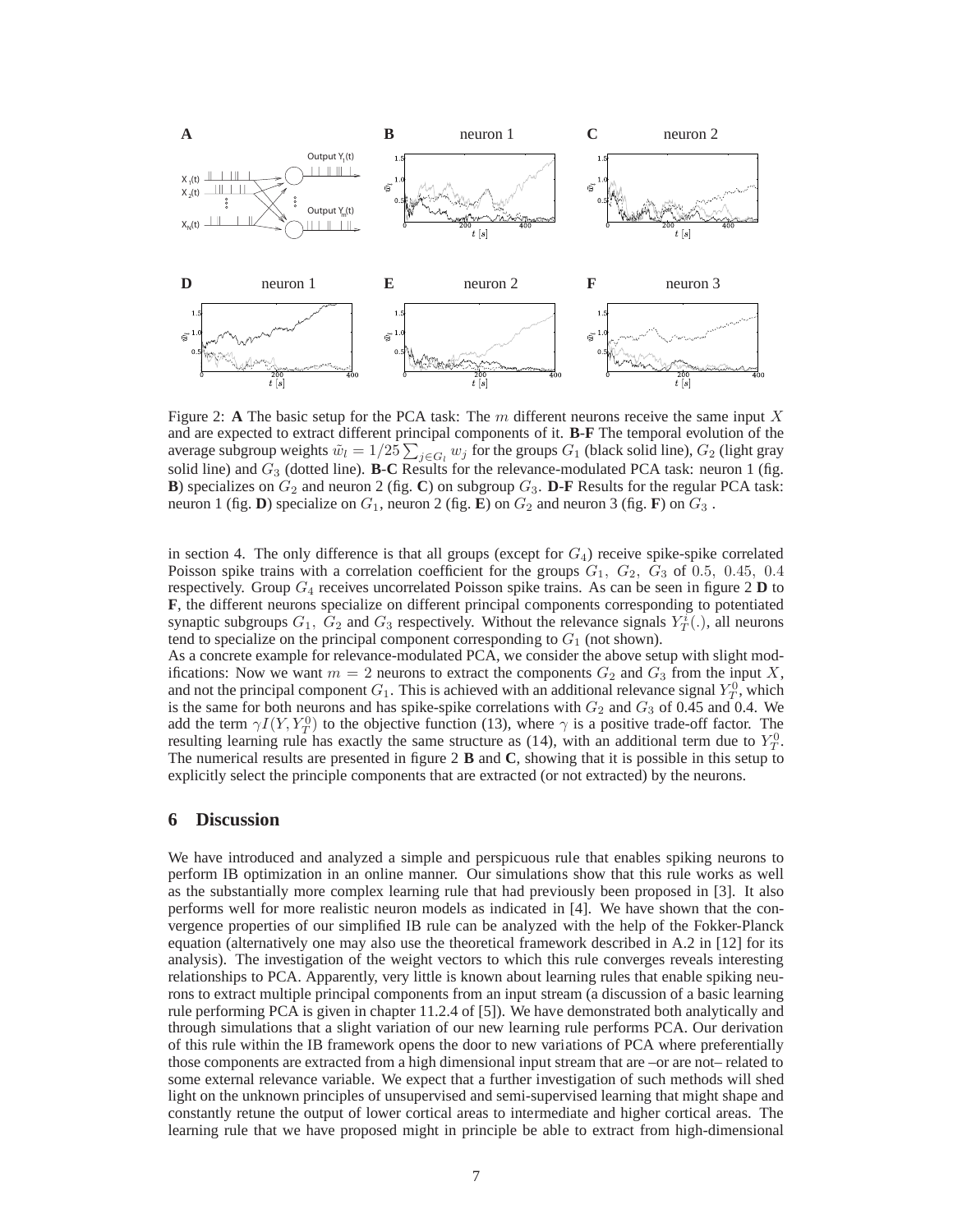Figure 2: **A** The basic setup for the PCA task: The $m$ different neurons receive the same input $X$ and are expected to extract different principal components of it. **B**-**F** The temporal evolution of the average subgroup weights $\tilde{w}_l = 1/25 \sum_{j \in G_l} w_j$ for the groups $G_1$ (black solid line), $G_2$ (light gray solid line) and $G_3$ (dotted line). **B**-**C** Results for the relevance-modulated PCA task: neuron 1 (fig. **B**) specializes on $G_2$ and neuron 2 (fig. **C**) on subgroup $G_3$. **D**-**F** Results for the regular PCA task: neuron 1 (fig. **D**) specialize on $G_1$, neuron 2 (fig. **E**) on $G_2$ and neuron 3 (fig. **F**) on $G_3$ .

in section 4. The only difference is that all groups (except for $G_4$) receive spike-spike correlated Poisson spike trains with a correlation coefficient for the groups $G_1,\ G_2,\ G_3$ of $0.5,\ 0.45,\ 0.4$ respectively. Group $G_4$ receives uncorrelated Poisson spike trains. As can be seen in figure 2 **D** to **F**, the different neurons specialize on different principal components corresponding to potentiated synaptic subgroups $G_1$, $G_2$ and $G_3$ respectively. Without the relevance signals $Y_T^i(.)$, all neurons tend to specialize on the principal component corresponding to $G_1$ (not shown).

As a concrete example for relevance-modulated PCA, we consider the above setup with slight modifications: Now we want $m = 2$ neurons to extract the components $G_2$ and $G_3$ from the input $X$, and not the principal component $G_1$. This is achieved with an additional relevance signal $Y_T^0$, which is the same for both neurons and has spike-spike correlations with $G_2$ and $G_3$ of 0.45 and 0.4. We add the term $\gamma I(Y, Y_T^0)$ to the objective function (13), where $\gamma$ is a positive trade-off factor. The resulting learning rule has exactly the same structure as (14), with an additional term due to $Y_T^0$. The numerical results are presented in figure 2 **B** and **C**, showing that it is possible in this setup to explicitly select the principle components that are extracted (or not extracted) by the neurons.

## 6 Discussion

We have introduced and analyzed a simple and perspicuous rule that enables spiking neurons to perform IB optimization in an online manner. Our simulations show that this rule works as well as the substantially more complex learning rule that had previously been proposed in [3]. It also performs well for more realistic neuron models as indicated in [4]. We have shown that the convergence properties of our simplified IB rule can be analyzed with the help of the Fokker-Planck equation (alternatively one may also use the theoretical framework described in A.2 in [12] for its analysis). The investigation of the weight vectors to which this rule converges reveals interesting relationships to PCA. Apparently, very little is known about learning rules that enable spiking neurons to extract multiple principal components from an input stream (a discussion of a basic learning rule performing PCA is given in chapter 11.2.4 of [5]). We have demonstrated both analytically and through simulations that a slight variation of our new learning rule performs PCA. Our derivation of this rule within the IB framework opens the door to new variations of PCA where preferentially those components are extracted from a high dimensional input stream that are –or are not– related to some external relevance variable. We expect that a further investigation of such methods will shed light on the unknown principles of unsupervised and semi-supervised learning that might shape and constantly retune the output of lower cortical areas to intermediate and higher cortical areas. The learning rule that we have proposed might in principle be able to extract from high-dimensional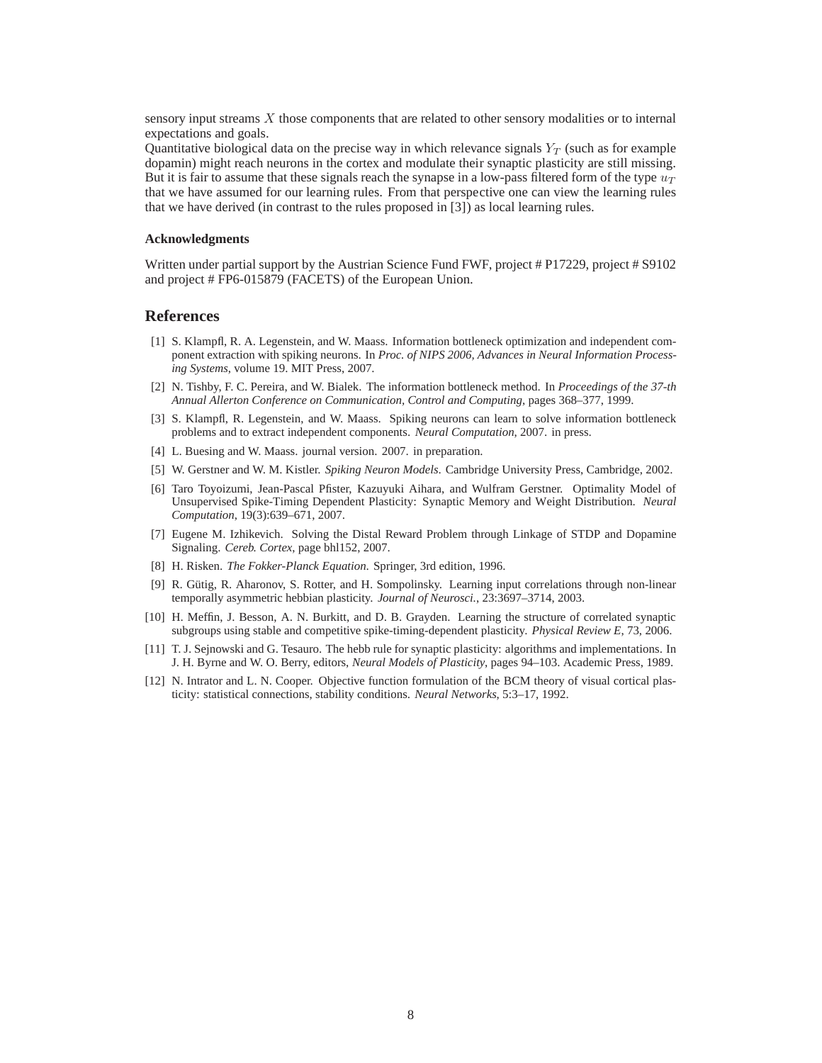sensory input streams $X$ those components that are related to other sensory modalities or to internal expectations and goals.

Quantitative biological data on the precise way in which relevance signals $Y_T$ (such as for example dopamin) might reach neurons in the cortex and modulate their synaptic plasticity are still missing. But it is fair to assume that these signals reach the synapse in a low-pass filtered form of the type $u_T$ that we have assumed for our learning rules. From that perspective one can view the learning rules that we have derived (in contrast to the rules proposed in [3]) as local learning rules.

### Acknowledgments

Written under partial support by the Austrian Science Fund FWF, project # P17229, project # S9102 and project # FP6-015879 (FACETS) of the European Union.

## References

[1] S. Klampfl, R. A. Legenstein, and W. Maass. Information bottleneck optimization and independent component extraction with spiking neurons. In *Proc. of NIPS 2006, Advances in Neural Information Processing Systems*, volume 19. MIT Press, 2007.

[2] N. Tishby, F. C. Pereira, and W. Bialek. The information bottleneck method. In *Proceedings of the 37-th Annual Allerton Conference on Communication, Control and Computing*, pages 368–377, 1999.

[3] S. Klampfl, R. Legenstein, and W. Maass. Spiking neurons can learn to solve information bottleneck problems and to extract independent components. *Neural Computation*, 2007. in press.

[4] L. Buesing and W. Maass. journal version. 2007. in preparation.

[5] W. Gerstner and W. M. Kistler. *Spiking Neuron Models*. Cambridge University Press, Cambridge, 2002.

[6] Taro Toyoizumi, Jean-Pascal Pfister, Kazuyuki Aihara, and Wulfram Gerstner. Optimality Model of Unsupervised Spike-Timing Dependent Plasticity: Synaptic Memory and Weight Distribution. *Neural Computation*, 19(3):639–671, 2007.

[7] Eugene M. Izhikevich. Solving the Distal Reward Problem through Linkage of STDP and Dopamine Signaling. *Cereb. Cortex*, page bhl152, 2007.

[8] H. Risken. *The Fokker-Planck Equation*. Springer, 3rd edition, 1996.

[9] R. Gütig, R. Aharonov, S. Rotter, and H. Sompolinsky. Learning input correlations through non-linear temporally asymmetric hebbian plasticity. *Journal of Neurosci.*, 23:3697–3714, 2003.

[10] H. Meffin, J. Besson, A. N. Burkitt, and D. B. Grayden. Learning the structure of correlated synaptic subgroups using stable and competitive spike-timing-dependent plasticity. *Physical Review E*, 73, 2006.

[11] T. J. Sejnowski and G. Tesauro. The hebb rule for synaptic plasticity: algorithms and implementations. In J. H. Byrne and W. O. Berry, editors, *Neural Models of Plasticity*, pages 94–103. Academic Press, 1989.

[12] N. Intrator and L. N. Cooper. Objective function formulation of the BCM theory of visual cortical plasticity: statistical connections, stability conditions. *Neural Networks*, 5:3–17, 1992.